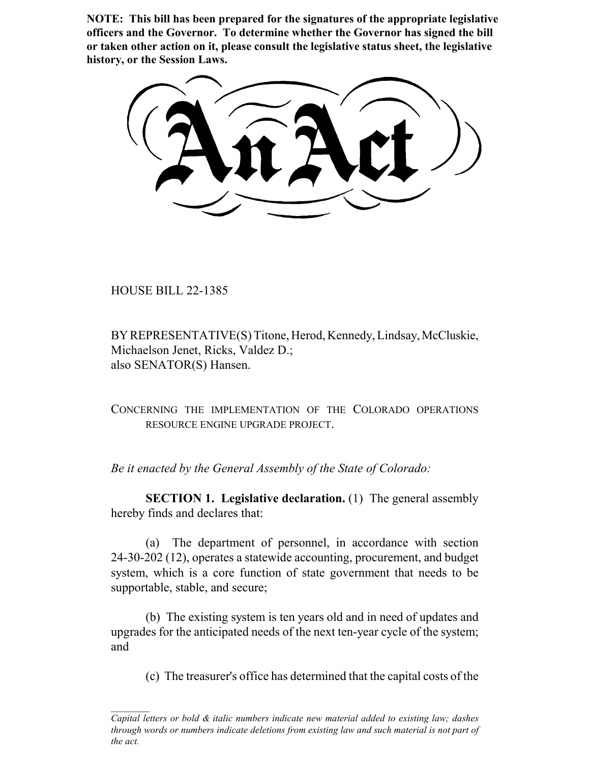**NOTE: This bill has been prepared for the signatures of the appropriate legislative officers and the Governor. To determine whether the Governor has signed the bill or taken other action on it, please consult the legislative status sheet, the legislative history, or the Session Laws.**

# An Act

HOUSE BILL 22-1385

BY REPRESENTATIVE(S) Titone, Herod, Kennedy, Lindsay, McCluskie, Michaelson Jenet, Ricks, Valdez D.;
also SENATOR(S) Hansen.

CONCERNING THE IMPLEMENTATION OF THE COLORADO OPERATIONS RESOURCE ENGINE UPGRADE PROJECT.

*Be it enacted by the General Assembly of the State of Colorado:*

**SECTION 1. Legislative declaration.** (1) The general assembly hereby finds and declares that:

(a) The department of personnel, in accordance with section 24-30-202 (12), operates a statewide accounting, procurement, and budget system, which is a core function of state government that needs to be supportable, stable, and secure;

(b) The existing system is ten years old and in need of updates and upgrades for the anticipated needs of the next ten-year cycle of the system; and

(c) The treasurer's office has determined that the capital costs of the

---

*Capital letters or bold & italic numbers indicate new material added to existing law; dashes through words or numbers indicate deletions from existing law and such material is not part of the act.*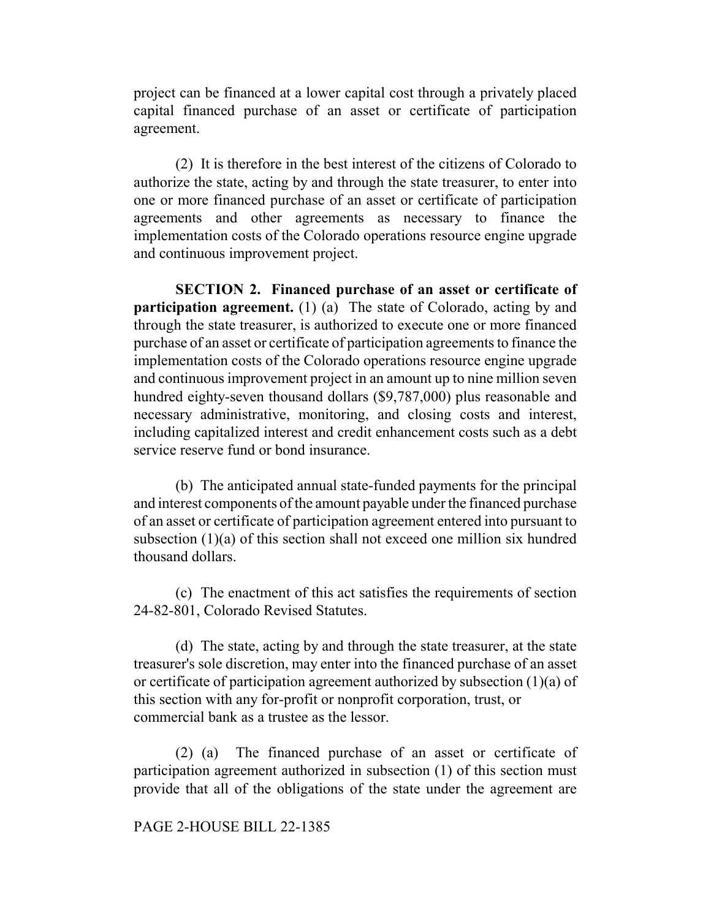project can be financed at a lower capital cost through a privately placed capital financed purchase of an asset or certificate of participation agreement.

(2) It is therefore in the best interest of the citizens of Colorado to authorize the state, acting by and through the state treasurer, to enter into one or more financed purchase of an asset or certificate of participation agreements and other agreements as necessary to finance the implementation costs of the Colorado operations resource engine upgrade and continuous improvement project.

**SECTION 2. Financed purchase of an asset or certificate of participation agreement.** (1) (a) The state of Colorado, acting by and through the state treasurer, is authorized to execute one or more financed purchase of an asset or certificate of participation agreements to finance the implementation costs of the Colorado operations resource engine upgrade and continuous improvement project in an amount up to nine million seven hundred eighty-seven thousand dollars ($9,787,000) plus reasonable and necessary administrative, monitoring, and closing costs and interest, including capitalized interest and credit enhancement costs such as a debt service reserve fund or bond insurance.

(b) The anticipated annual state-funded payments for the principal and interest components of the amount payable under the financed purchase of an asset or certificate of participation agreement entered into pursuant to subsection (1)(a) of this section shall not exceed one million six hundred thousand dollars.

(c) The enactment of this act satisfies the requirements of section 24-82-801, Colorado Revised Statutes.

(d) The state, acting by and through the state treasurer, at the state treasurer's sole discretion, may enter into the financed purchase of an asset or certificate of participation agreement authorized by subsection (1)(a) of this section with any for-profit or nonprofit corporation, trust, or commercial bank as a trustee as the lessor.

(2) (a) The financed purchase of an asset or certificate of participation agreement authorized in subsection (1) of this section must provide that all of the obligations of the state under the agreement are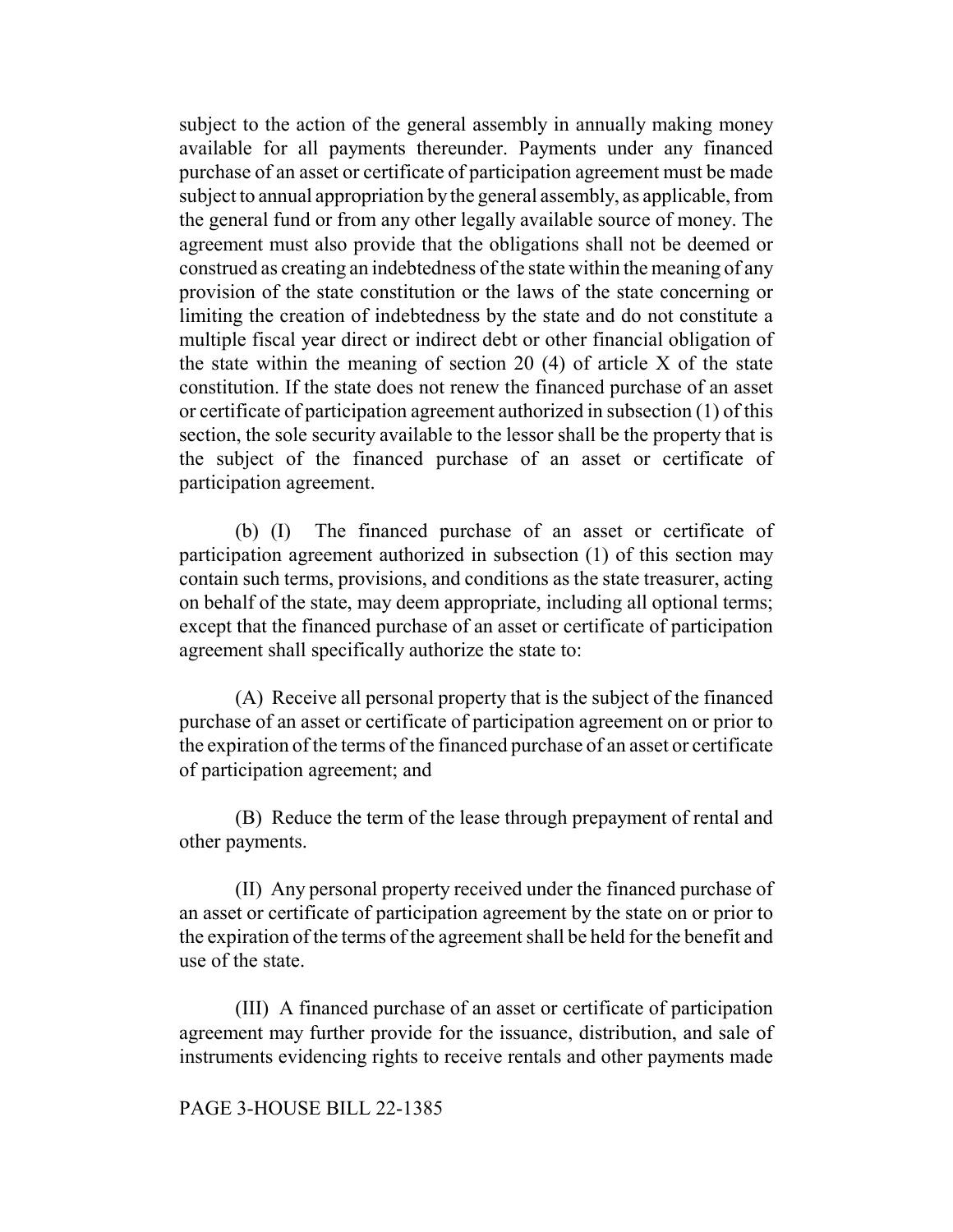subject to the action of the general assembly in annually making money available for all payments thereunder. Payments under any financed purchase of an asset or certificate of participation agreement must be made subject to annual appropriation by the general assembly, as applicable, from the general fund or from any other legally available source of money. The agreement must also provide that the obligations shall not be deemed or construed as creating an indebtedness of the state within the meaning of any provision of the state constitution or the laws of the state concerning or limiting the creation of indebtedness by the state and do not constitute a multiple fiscal year direct or indirect debt or other financial obligation of the state within the meaning of section 20 (4) of article X of the state constitution. If the state does not renew the financed purchase of an asset or certificate of participation agreement authorized in subsection (1) of this section, the sole security available to the lessor shall be the property that is the subject of the financed purchase of an asset or certificate of participation agreement.

(b) (I) The financed purchase of an asset or certificate of participation agreement authorized in subsection (1) of this section may contain such terms, provisions, and conditions as the state treasurer, acting on behalf of the state, may deem appropriate, including all optional terms; except that the financed purchase of an asset or certificate of participation agreement shall specifically authorize the state to:

(A) Receive all personal property that is the subject of the financed purchase of an asset or certificate of participation agreement on or prior to the expiration of the terms of the financed purchase of an asset or certificate of participation agreement; and

(B) Reduce the term of the lease through prepayment of rental and other payments.

(II) Any personal property received under the financed purchase of an asset or certificate of participation agreement by the state on or prior to the expiration of the terms of the agreement shall be held for the benefit and use of the state.

(III) A financed purchase of an asset or certificate of participation agreement may further provide for the issuance, distribution, and sale of instruments evidencing rights to receive rentals and other payments made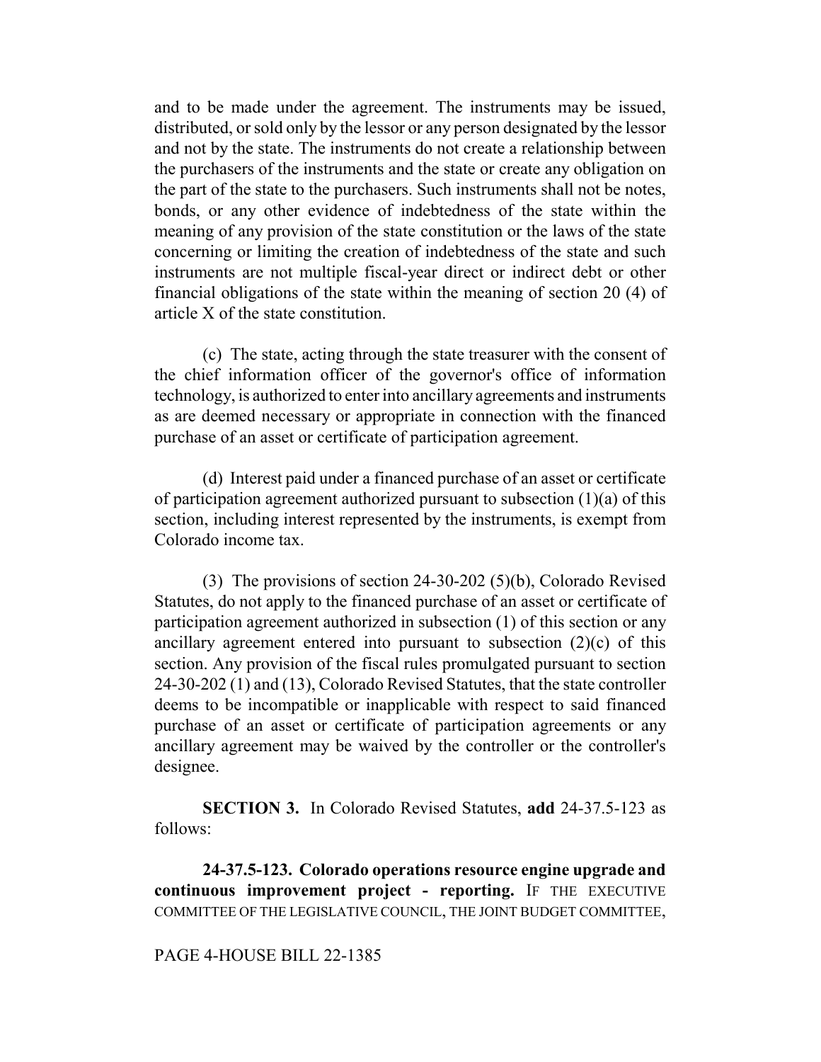and to be made under the agreement. The instruments may be issued, distributed, or sold only by the lessor or any person designated by the lessor and not by the state. The instruments do not create a relationship between the purchasers of the instruments and the state or create any obligation on the part of the state to the purchasers. Such instruments shall not be notes, bonds, or any other evidence of indebtedness of the state within the meaning of any provision of the state constitution or the laws of the state concerning or limiting the creation of indebtedness of the state and such instruments are not multiple fiscal-year direct or indirect debt or other financial obligations of the state within the meaning of section 20 (4) of article X of the state constitution.

(c) The state, acting through the state treasurer with the consent of the chief information officer of the governor's office of information technology, is authorized to enter into ancillary agreements and instruments as are deemed necessary or appropriate in connection with the financed purchase of an asset or certificate of participation agreement.

(d) Interest paid under a financed purchase of an asset or certificate of participation agreement authorized pursuant to subsection (1)(a) of this section, including interest represented by the instruments, is exempt from Colorado income tax.

(3) The provisions of section 24-30-202 (5)(b), Colorado Revised Statutes, do not apply to the financed purchase of an asset or certificate of participation agreement authorized in subsection (1) of this section or any ancillary agreement entered into pursuant to subsection (2)(c) of this section. Any provision of the fiscal rules promulgated pursuant to section 24-30-202 (1) and (13), Colorado Revised Statutes, that the state controller deems to be incompatible or inapplicable with respect to said financed purchase of an asset or certificate of participation agreements or any ancillary agreement may be waived by the controller or the controller's designee.

**SECTION 3.** In Colorado Revised Statutes, **add** 24-37.5-123 as follows:

**24-37.5-123. Colorado operations resource engine upgrade and continuous improvement project - reporting.** IF THE EXECUTIVE COMMITTEE OF THE LEGISLATIVE COUNCIL, THE JOINT BUDGET COMMITTEE,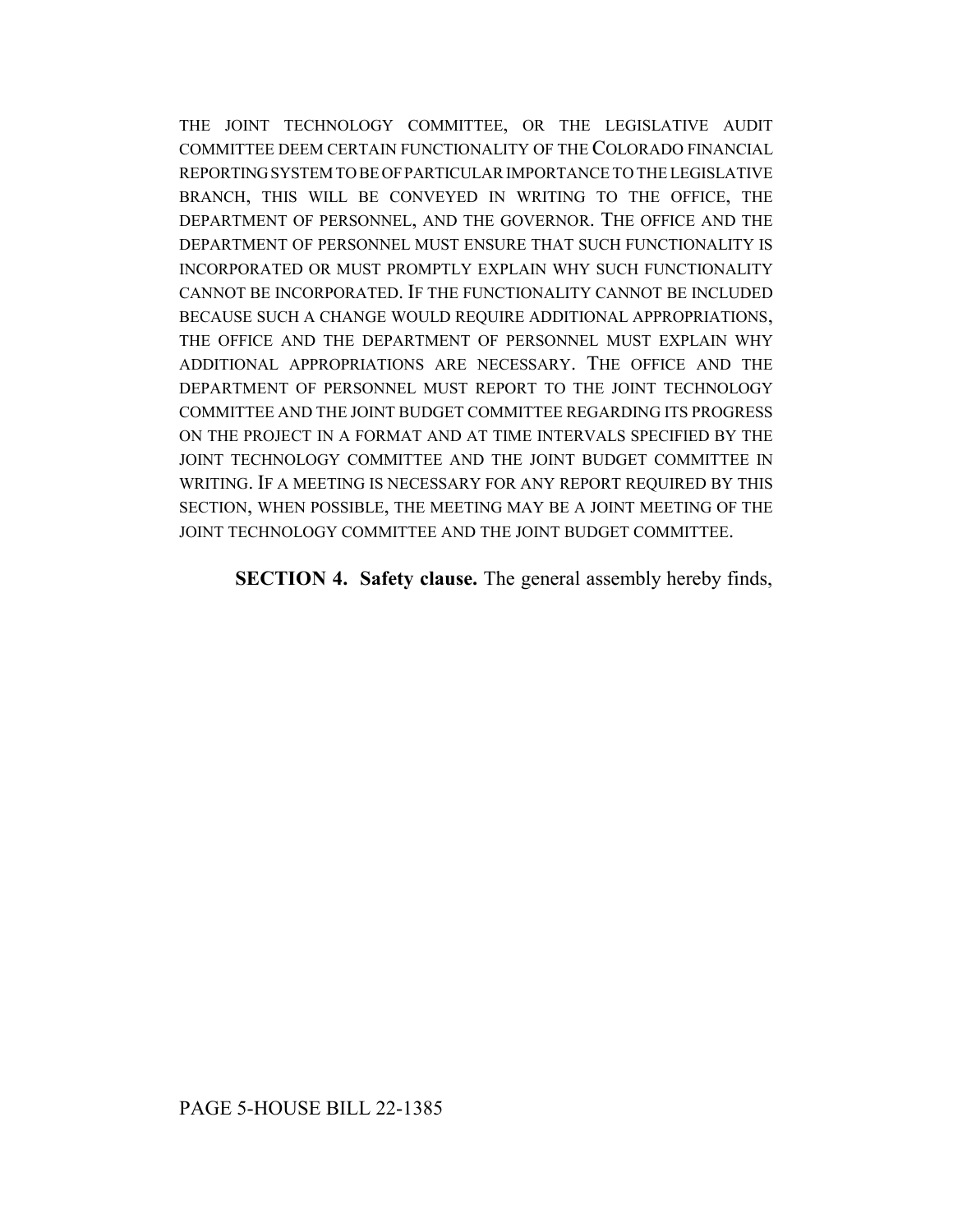THE JOINT TECHNOLOGY COMMITTEE, OR THE LEGISLATIVE AUDIT COMMITTEE DEEM CERTAIN FUNCTIONALITY OF THE COLORADO FINANCIAL REPORTING SYSTEM TO BE OF PARTICULAR IMPORTANCE TO THE LEGISLATIVE BRANCH, THIS WILL BE CONVEYED IN WRITING TO THE OFFICE, THE DEPARTMENT OF PERSONNEL, AND THE GOVERNOR. THE OFFICE AND THE DEPARTMENT OF PERSONNEL MUST ENSURE THAT SUCH FUNCTIONALITY IS INCORPORATED OR MUST PROMPTLY EXPLAIN WHY SUCH FUNCTIONALITY CANNOT BE INCORPORATED. IF THE FUNCTIONALITY CANNOT BE INCLUDED BECAUSE SUCH A CHANGE WOULD REQUIRE ADDITIONAL APPROPRIATIONS, THE OFFICE AND THE DEPARTMENT OF PERSONNEL MUST EXPLAIN WHY ADDITIONAL APPROPRIATIONS ARE NECESSARY. THE OFFICE AND THE DEPARTMENT OF PERSONNEL MUST REPORT TO THE JOINT TECHNOLOGY COMMITTEE AND THE JOINT BUDGET COMMITTEE REGARDING ITS PROGRESS ON THE PROJECT IN A FORMAT AND AT TIME INTERVALS SPECIFIED BY THE JOINT TECHNOLOGY COMMITTEE AND THE JOINT BUDGET COMMITTEE IN WRITING. IF A MEETING IS NECESSARY FOR ANY REPORT REQUIRED BY THIS SECTION, WHEN POSSIBLE, THE MEETING MAY BE A JOINT MEETING OF THE JOINT TECHNOLOGY COMMITTEE AND THE JOINT BUDGET COMMITTEE.

**SECTION 4. Safety clause.** The general assembly hereby finds,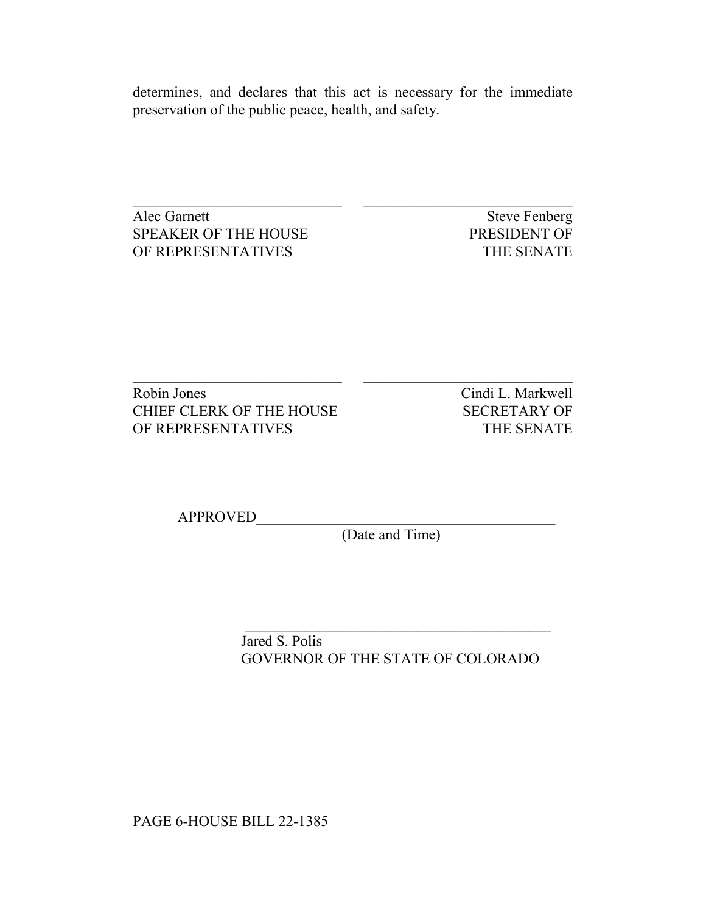determines, and declares that this act is necessary for the immediate preservation of the public peace, health, and safety.

| | |
|---|---|
| \_\_\_\_\_\_\_\_\_\_\_\_\_\_\_\_\_\_\_\_\_\_\_\_\_\_\_\_ | \_\_\_\_\_\_\_\_\_\_\_\_\_\_\_\_\_\_\_\_\_\_\_\_\_\_\_\_ |
| Alec Garnett | Steve Fenberg |
| SPEAKER OF THE HOUSE | PRESIDENT OF |
| OF REPRESENTATIVES | THE SENATE |

| | |
|---|---|
| \_\_\_\_\_\_\_\_\_\_\_\_\_\_\_\_\_\_\_\_\_\_\_\_\_\_\_\_ | \_\_\_\_\_\_\_\_\_\_\_\_\_\_\_\_\_\_\_\_\_\_\_\_\_\_\_\_ |
| Robin Jones | Cindi L. Markwell |
| CHIEF CLERK OF THE HOUSE | SECRETARY OF |
| OF REPRESENTATIVES | THE SENATE |

APPROVED\_\_\_\_\_\_\_\_\_\_\_\_\_\_\_\_\_\_\_\_\_\_\_\_\_\_\_\_\_\_\_\_\_\_\_\_\_\_\_\_
(Date and Time)

\_\_\_\_\_\_\_\_\_\_\_\_\_\_\_\_\_\_\_\_\_\_\_\_\_\_\_\_\_\_\_\_\_\_\_\_\_\_\_\_\_\_
Jared S. Polis
GOVERNOR OF THE STATE OF COLORADO

PAGE 6-HOUSE BILL 22-1385